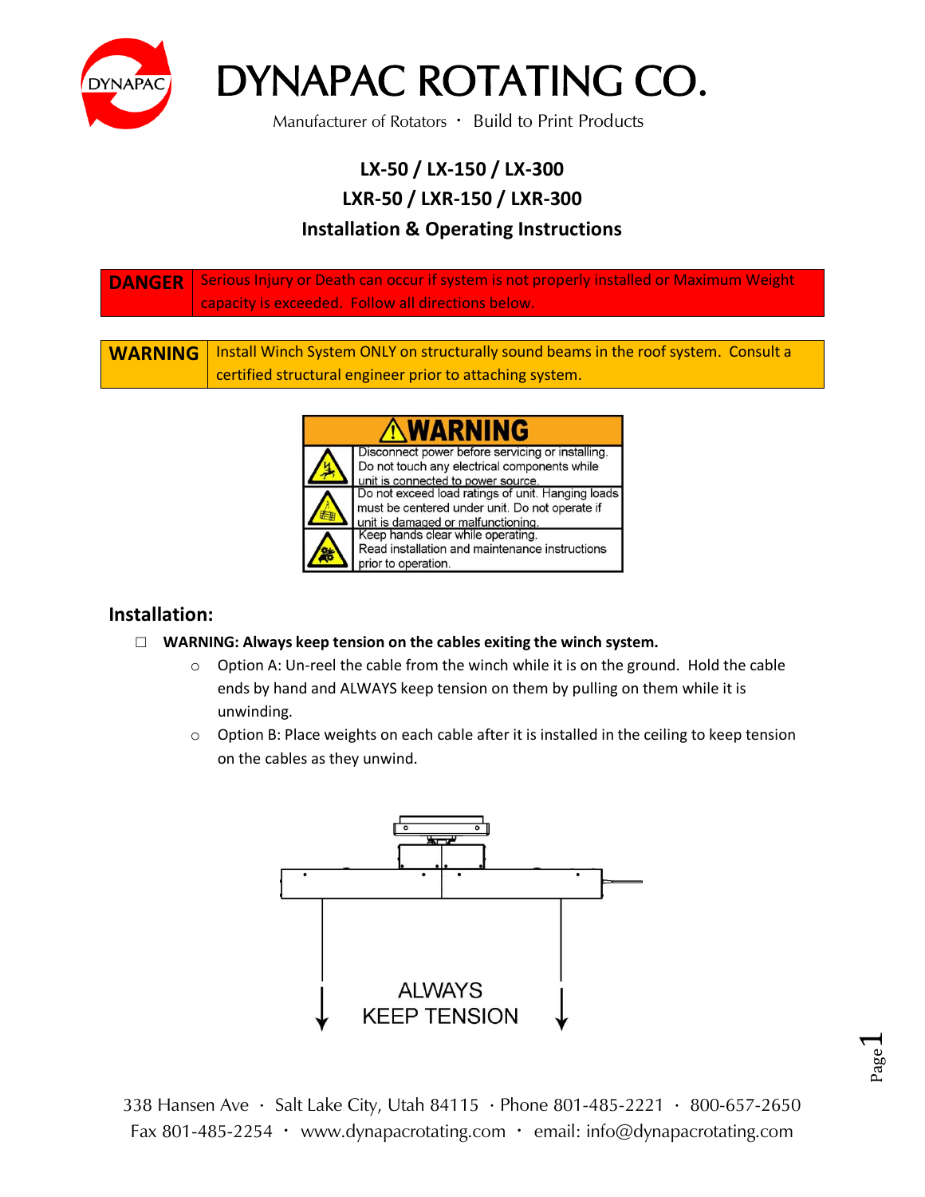# DYNAPAC ROTATING CO.

Manufacturer of Rotators · Build to Print Products

## LX-50 / LX-150 / LX-300
## LXR-50 / LXR-150 / LXR-300
## Installation & Operating Instructions

| DANGER | Serious Injury or Death can occur if system is not properly installed or Maximum Weight capacity is exceeded. Follow all directions below. |
| --- | --- |

| WARNING | Install Winch System ONLY on structurally sound beams in the roof system. Consult a certified structural engineer prior to attaching system. |
| --- | --- |

**⚠WARNING**

- Disconnect power before servicing or installing. Do not touch any electrical components while unit is connected to power source.
- Do not exceed load ratings of unit. Hanging loads must be centered under unit. Do not operate if unit is damaged or malfunctioning.
- Keep hands clear while operating. Read installation and maintenance instructions prior to operation.

## Installation:

- ☐ **WARNING: Always keep tension on the cables exiting the winch system.**
  - Option A: Un-reel the cable from the winch while it is on the ground. Hold the cable ends by hand and ALWAYS keep tension on them by pulling on them while it is unwinding.
  - Option B: Place weights on each cable after it is installed in the ceiling to keep tension on the cables as they unwind.

ALWAYS KEEP TENSION

338 Hansen Ave · Salt Lake City, Utah 84115 · Phone 801-485-2221 · 800-657-2650
Fax 801-485-2254 · www.dynapacrotating.com · email: info@dynapacrotating.com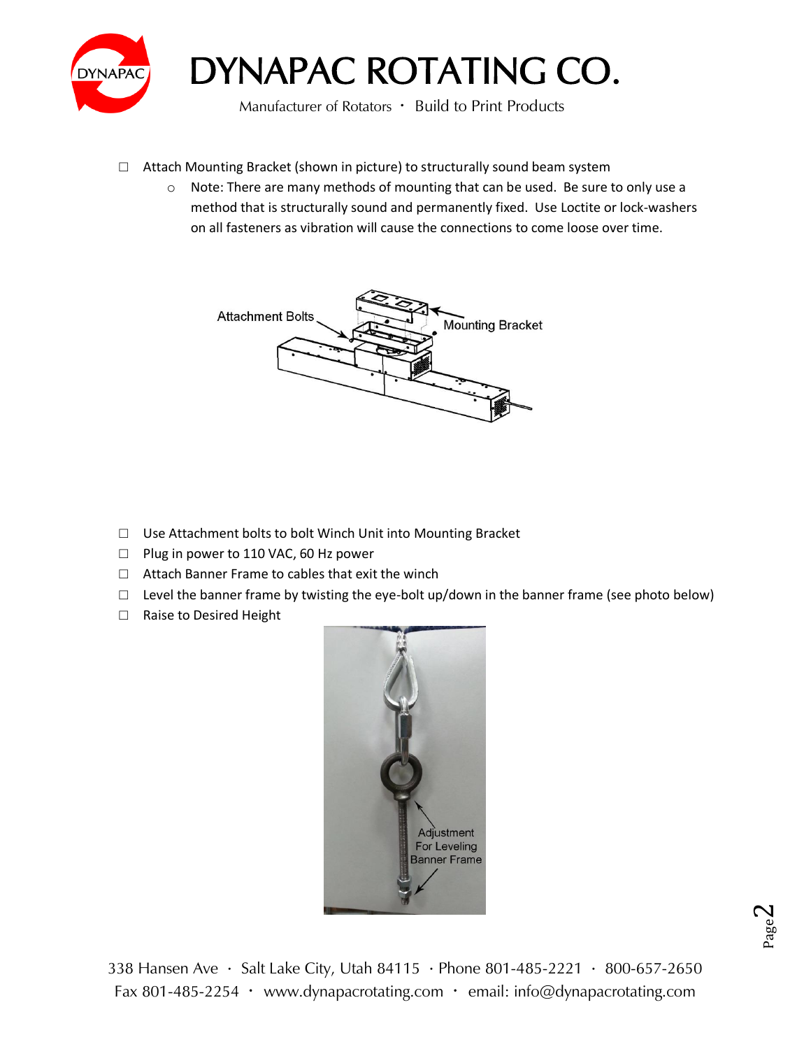☐ Attach Mounting Bracket (shown in picture) to structurally sound beam system

- Note: There are many methods of mounting that can be used. Be sure to only use a method that is structurally sound and permanently fixed. Use Loctite or lock-washers on all fasteners as vibration will cause the connections to come loose over time.

☐ Use Attachment bolts to bolt Winch Unit into Mounting Bracket

☐ Plug in power to 110 VAC, 60 Hz power

☐ Attach Banner Frame to cables that exit the winch

☐ Level the banner frame by twisting the eye-bolt up/down in the banner frame (see photo below)

☐ Raise to Desired Height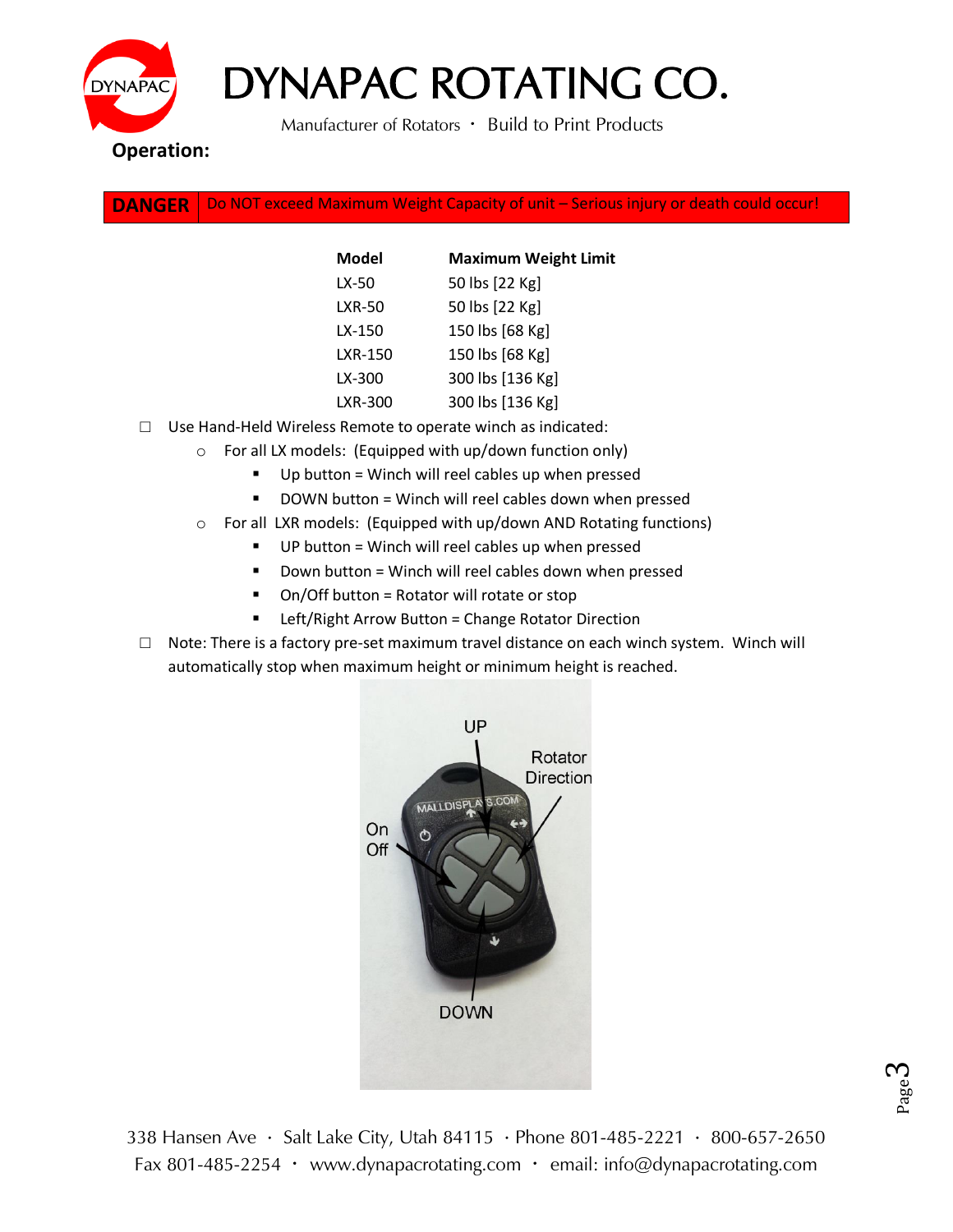# DYNAPAC ROTATING CO.

Manufacturer of Rotators · Build to Print Products

**Operation:**

**DANGER** Do NOT exceed Maximum Weight Capacity of unit – Serious injury or death could occur!

| Model | Maximum Weight Limit |
|---|---|
| LX-50 | 50 lbs [22 Kg] |
| LXR-50 | 50 lbs [22 Kg] |
| LX-150 | 150 lbs [68 Kg] |
| LXR-150 | 150 lbs [68 Kg] |
| LX-300 | 300 lbs [136 Kg] |
| LXR-300 | 300 lbs [136 Kg] |

- ☐ Use Hand-Held Wireless Remote to operate winch as indicated:
  - For all LX models: (Equipped with up/down function only)
    - Up button = Winch will reel cables up when pressed
    - DOWN button = Winch will reel cables down when pressed
  - For all LXR models: (Equipped with up/down AND Rotating functions)
    - UP button = Winch will reel cables up when pressed
    - Down button = Winch will reel cables down when pressed
    - On/Off button = Rotator will rotate or stop
    - Left/Right Arrow Button = Change Rotator Direction
- ☐ Note: There is a factory pre-set maximum travel distance on each winch system. Winch will automatically stop when maximum height or minimum height is reached.

UP

Rotator Direction

On Off

DOWN

338 Hansen Ave · Salt Lake City, Utah 84115 · Phone 801-485-2221 · 800-657-2650
Fax 801-485-2254 · www.dynapacrotating.com · email: info@dynapacrotating.com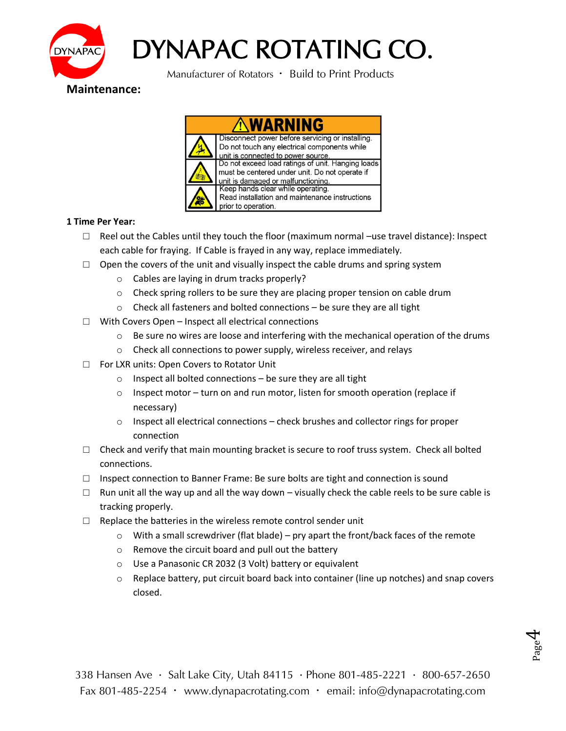# DYNAPAC ROTATING CO.

Manufacturer of Rotators · Build to Print Products

**Maintenance:**

**⚠WARNING**

| | |
|---|---|
| | Disconnect power before servicing or installing. Do not touch any electrical components while unit is connected to power source. |
| | Do not exceed load ratings of unit. Hanging loads must be centered under unit. Do not operate if unit is damaged or malfunctioning. |
| | Keep hands clear while operating. Read installation and maintenance instructions prior to operation. |

**1 Time Per Year:**

- ☐ Reel out the Cables until they touch the floor (maximum normal –use travel distance): Inspect each cable for fraying. If Cable is frayed in any way, replace immediately.
- ☐ Open the covers of the unit and visually inspect the cable drums and spring system
  - Cables are laying in drum tracks properly?
  - Check spring rollers to be sure they are placing proper tension on cable drum
  - Check all fasteners and bolted connections – be sure they are all tight
- ☐ With Covers Open – Inspect all electrical connections
  - Be sure no wires are loose and interfering with the mechanical operation of the drums
  - Check all connections to power supply, wireless receiver, and relays
- ☐ For LXR units: Open Covers to Rotator Unit
  - Inspect all bolted connections – be sure they are all tight
  - Inspect motor – turn on and run motor, listen for smooth operation (replace if necessary)
  - Inspect all electrical connections – check brushes and collector rings for proper connection
- ☐ Check and verify that main mounting bracket is secure to roof truss system. Check all bolted connections.
- ☐ Inspect connection to Banner Frame: Be sure bolts are tight and connection is sound
- ☐ Run unit all the way up and all the way down – visually check the cable reels to be sure cable is tracking properly.
- ☐ Replace the batteries in the wireless remote control sender unit
  - With a small screwdriver (flat blade) – pry apart the front/back faces of the remote
  - Remove the circuit board and pull out the battery
  - Use a Panasonic CR 2032 (3 Volt) battery or equivalent
  - Replace battery, put circuit board back into container (line up notches) and snap covers closed.

338 Hansen Ave · Salt Lake City, Utah 84115 · Phone 801-485-2221 · 800-657-2650
Fax 801-485-2254 · www.dynapacrotating.com · email: info@dynapacrotating.com